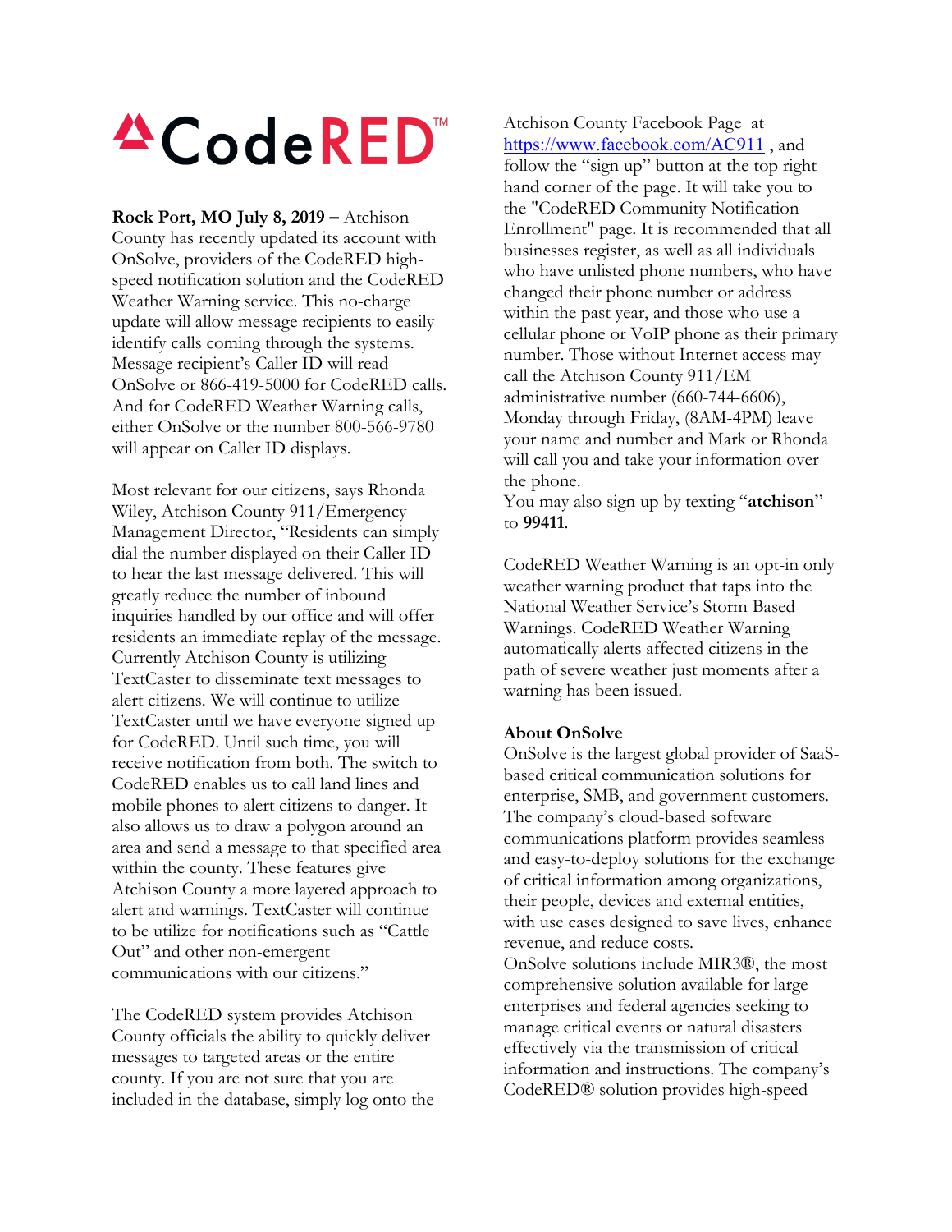# CodeRED™

**Rock Port, MO July 8, 2019 –** Atchison County has recently updated its account with OnSolve, providers of the CodeRED high-speed notification solution and the CodeRED Weather Warning service. This no-charge update will allow message recipients to easily identify calls coming through the systems. Message recipient's Caller ID will read OnSolve or 866-419-5000 for CodeRED calls. And for CodeRED Weather Warning calls, either OnSolve or the number 800-566-9780 will appear on Caller ID displays.

Most relevant for our citizens, says Rhonda Wiley, Atchison County 911/Emergency Management Director, "Residents can simply dial the number displayed on their Caller ID to hear the last message delivered. This will greatly reduce the number of inbound inquiries handled by our office and will offer residents an immediate replay of the message. Currently Atchison County is utilizing TextCaster to disseminate text messages to alert citizens. We will continue to utilize TextCaster until we have everyone signed up for CodeRED. Until such time, you will receive notification from both. The switch to CodeRED enables us to call land lines and mobile phones to alert citizens to danger. It also allows us to draw a polygon around an area and send a message to that specified area within the county. These features give Atchison County a more layered approach to alert and warnings. TextCaster will continue to be utilize for notifications such as "Cattle Out" and other non-emergent communications with our citizens."

The CodeRED system provides Atchison County officials the ability to quickly deliver messages to targeted areas or the entire county. If you are not sure that you are included in the database, simply log onto the Atchison County Facebook Page at https://www.facebook.com/AC911 , and follow the "sign up" button at the top right hand corner of the page. It will take you to the "CodeRED Community Notification Enrollment" page. It is recommended that all businesses register, as well as all individuals who have unlisted phone numbers, who have changed their phone number or address within the past year, and those who use a cellular phone or VoIP phone as their primary number. Those without Internet access may call the Atchison County 911/EM administrative number (660-744-6606), Monday through Friday, (8AM-4PM) leave your name and number and Mark or Rhonda will call you and take your information over the phone.
You may also sign up by texting "**atchison**" to **99411**.

CodeRED Weather Warning is an opt-in only weather warning product that taps into the National Weather Service's Storm Based Warnings. CodeRED Weather Warning automatically alerts affected citizens in the path of severe weather just moments after a warning has been issued.

**About OnSolve**
OnSolve is the largest global provider of SaaS-based critical communication solutions for enterprise, SMB, and government customers. The company's cloud-based software communications platform provides seamless and easy-to-deploy solutions for the exchange of critical information among organizations, their people, devices and external entities, with use cases designed to save lives, enhance revenue, and reduce costs.
OnSolve solutions include MIR3®, the most comprehensive solution available for large enterprises and federal agencies seeking to manage critical events or natural disasters effectively via the transmission of critical information and instructions. The company's CodeRED® solution provides high-speed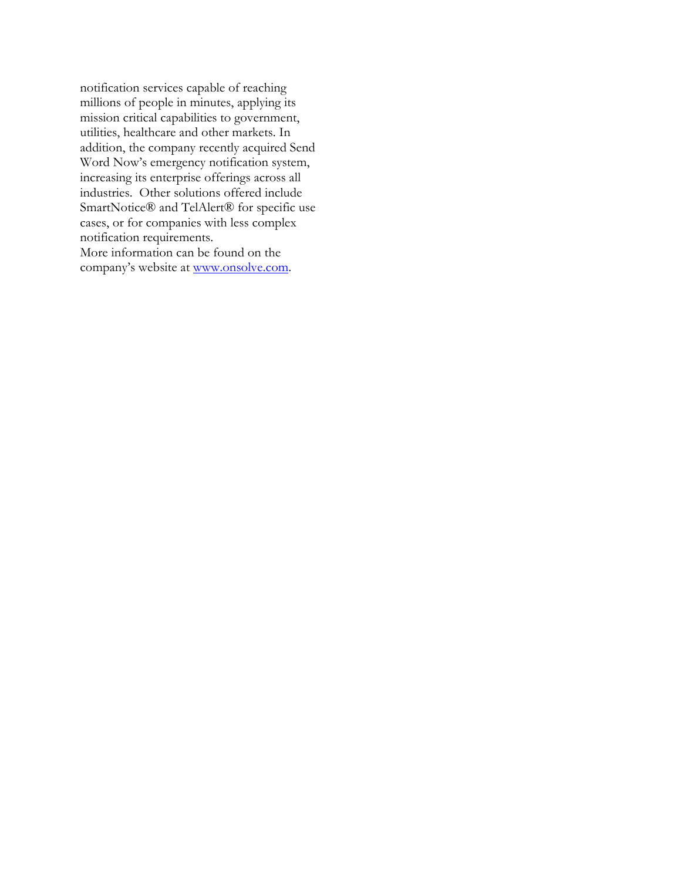notification services capable of reaching millions of people in minutes, applying its mission critical capabilities to government, utilities, healthcare and other markets. In addition, the company recently acquired Send Word Now's emergency notification system, increasing its enterprise offerings across all industries.  Other solutions offered include SmartNotice® and TelAlert® for specific use cases, or for companies with less complex notification requirements.
More information can be found on the company's website at [www.onsolve.com](http://www.onsolve.com).